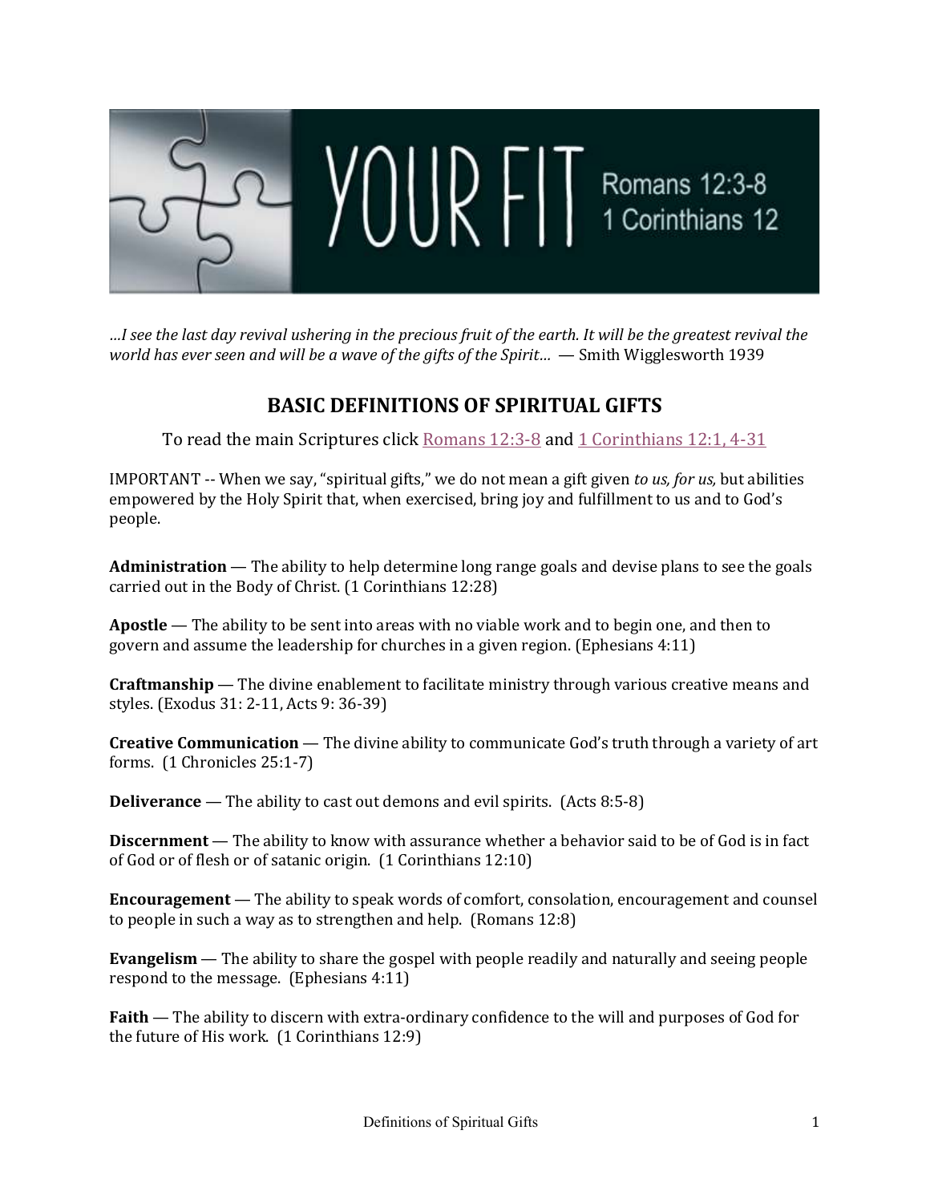YOUR FIT Romans 12:3-8 1 Corinthians 12

*…I see the last day revival ushering in the precious fruit of the earth. It will be the greatest revival the world has ever seen and will be a wave of the gifts of the Spirit…* — Smith Wigglesworth 1939

## BASIC DEFINITIONS OF SPIRITUAL GIFTS

To read the main Scriptures click Romans 12:3-8 and 1 Corinthians 12:1, 4-31

IMPORTANT -- When we say, "spiritual gifts," we do not mean a gift given *to us, for us,* but abilities empowered by the Holy Spirit that, when exercised, bring joy and fulfillment to us and to God's people.

**Administration** — The ability to help determine long range goals and devise plans to see the goals carried out in the Body of Christ. (1 Corinthians 12:28)

**Apostle** — The ability to be sent into areas with no viable work and to begin one, and then to govern and assume the leadership for churches in a given region. (Ephesians 4:11)

**Craftmanship** — The divine enablement to facilitate ministry through various creative means and styles. (Exodus 31: 2-11, Acts 9: 36-39)

**Creative Communication** — The divine ability to communicate God's truth through a variety of art forms. (1 Chronicles 25:1-7)

**Deliverance** — The ability to cast out demons and evil spirits. (Acts 8:5-8)

**Discernment** — The ability to know with assurance whether a behavior said to be of God is in fact of God or of flesh or of satanic origin. (1 Corinthians 12:10)

**Encouragement** — The ability to speak words of comfort, consolation, encouragement and counsel to people in such a way as to strengthen and help. (Romans 12:8)

**Evangelism** — The ability to share the gospel with people readily and naturally and seeing people respond to the message. (Ephesians 4:11)

**Faith** — The ability to discern with extra-ordinary confidence to the will and purposes of God for the future of His work. (1 Corinthians 12:9)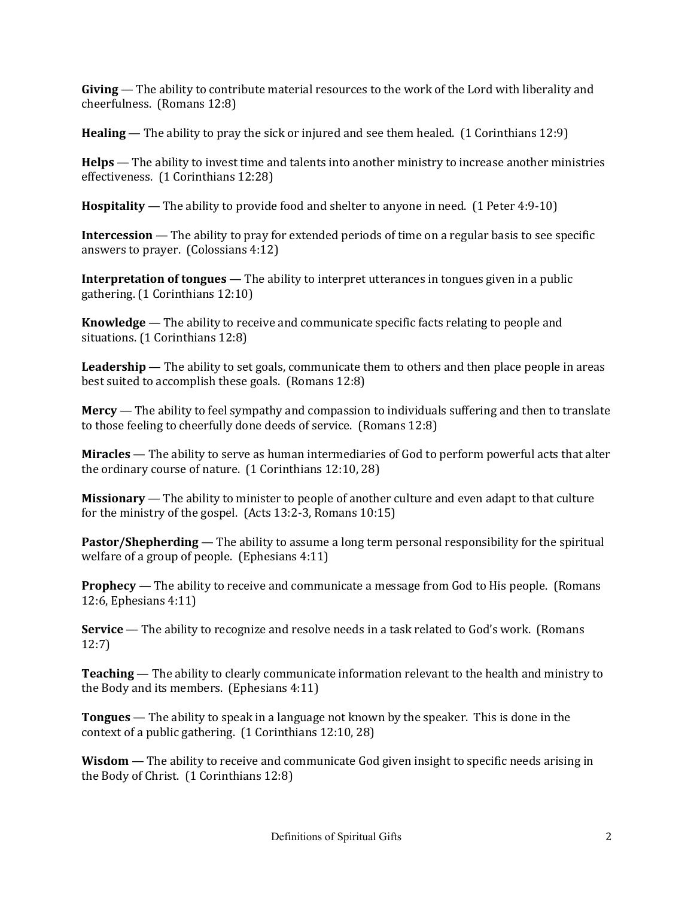**Giving** — The ability to contribute material resources to the work of the Lord with liberality and cheerfulness. (Romans 12:8)

**Healing** — The ability to pray the sick or injured and see them healed. (1 Corinthians 12:9)

**Helps** — The ability to invest time and talents into another ministry to increase another ministries effectiveness. (1 Corinthians 12:28)

**Hospitality** — The ability to provide food and shelter to anyone in need. (1 Peter 4:9-10)

**Intercession** — The ability to pray for extended periods of time on a regular basis to see specific answers to prayer. (Colossians 4:12)

**Interpretation of tongues** — The ability to interpret utterances in tongues given in a public gathering. (1 Corinthians 12:10)

**Knowledge** — The ability to receive and communicate specific facts relating to people and situations. (1 Corinthians 12:8)

**Leadership** — The ability to set goals, communicate them to others and then place people in areas best suited to accomplish these goals. (Romans 12:8)

**Mercy** — The ability to feel sympathy and compassion to individuals suffering and then to translate to those feeling to cheerfully done deeds of service. (Romans 12:8)

**Miracles** — The ability to serve as human intermediaries of God to perform powerful acts that alter the ordinary course of nature. (1 Corinthians 12:10, 28)

**Missionary** — The ability to minister to people of another culture and even adapt to that culture for the ministry of the gospel. (Acts 13:2-3, Romans 10:15)

**Pastor/Shepherding** — The ability to assume a long term personal responsibility for the spiritual welfare of a group of people. (Ephesians 4:11)

**Prophecy** — The ability to receive and communicate a message from God to His people. (Romans 12:6, Ephesians 4:11)

**Service** — The ability to recognize and resolve needs in a task related to God's work. (Romans 12:7)

**Teaching** — The ability to clearly communicate information relevant to the health and ministry to the Body and its members. (Ephesians 4:11)

**Tongues** — The ability to speak in a language not known by the speaker. This is done in the context of a public gathering. (1 Corinthians 12:10, 28)

**Wisdom** — The ability to receive and communicate God given insight to specific needs arising in the Body of Christ. (1 Corinthians 12:8)